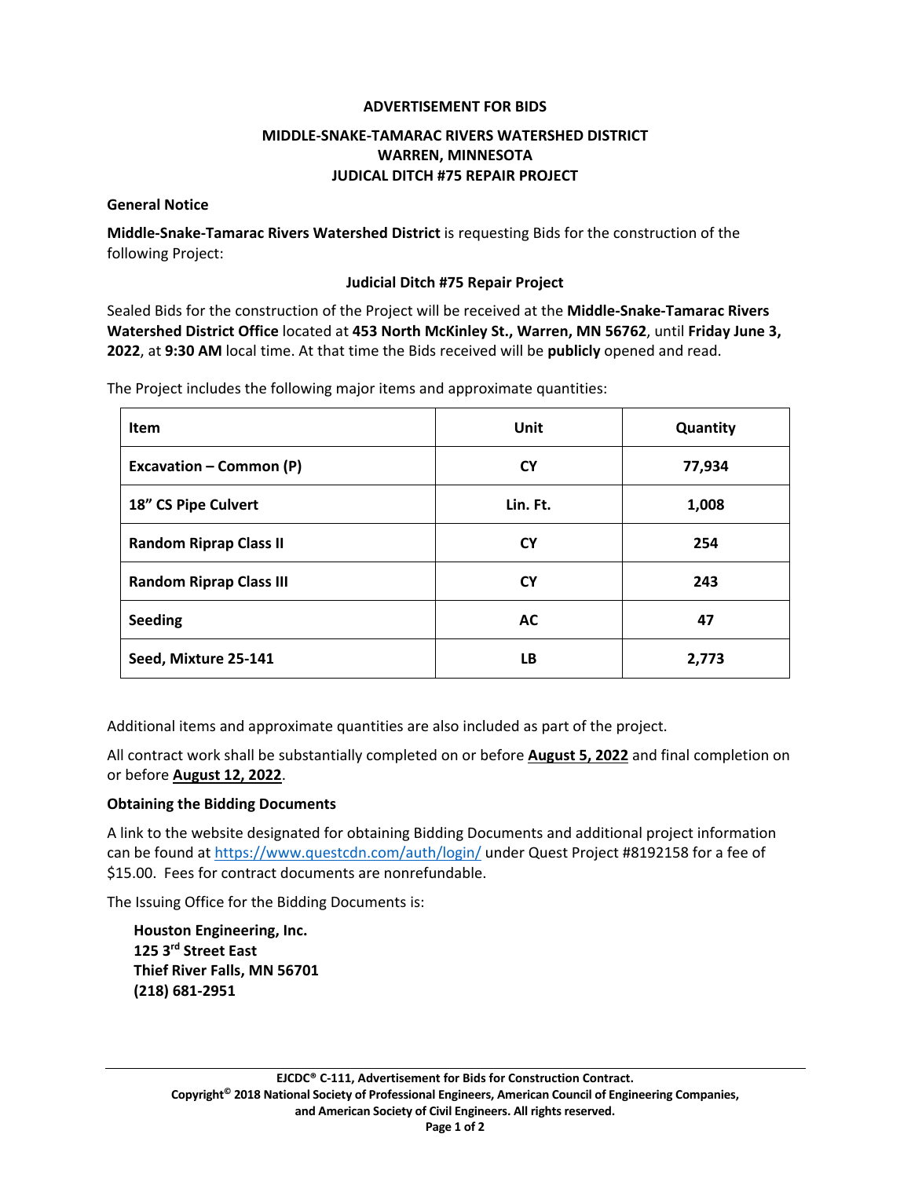# ADVERTISEMENT FOR BIDS

## MIDDLE-SNAKE-TAMARAC RIVERS WATERSHED DISTRICT
## WARREN, MINNESOTA
## JUDICAL DITCH #75 REPAIR PROJECT

### General Notice

**Middle-Snake-Tamarac Rivers Watershed District** is requesting Bids for the construction of the following Project:

**Judicial Ditch #75 Repair Project**

Sealed Bids for the construction of the Project will be received at the **Middle-Snake-Tamarac Rivers Watershed District Office** located at **453 North McKinley St., Warren, MN 56762**, until **Friday June 3, 2022**, at **9:30 AM** local time. At that time the Bids received will be **publicly** opened and read.

The Project includes the following major items and approximate quantities:

| Item | Unit | Quantity |
|---|---|---|
| **Excavation – Common (P)** | **CY** | **77,934** |
| **18" CS Pipe Culvert** | **Lin. Ft.** | **1,008** |
| **Random Riprap Class II** | **CY** | **254** |
| **Random Riprap Class III** | **CY** | **243** |
| **Seeding** | **AC** | **47** |
| **Seed, Mixture 25-141** | **LB** | **2,773** |

Additional items and approximate quantities are also included as part of the project.

All contract work shall be substantially completed on or before **August 5, 2022** and final completion on or before **August 12, 2022**.

### Obtaining the Bidding Documents

A link to the website designated for obtaining Bidding Documents and additional project information can be found at https://www.questcdn.com/auth/login/ under Quest Project #8192158 for a fee of $15.00. Fees for contract documents are nonrefundable.

The Issuing Office for the Bidding Documents is:

**Houston Engineering, Inc.**
**125 3rd Street East**
**Thief River Falls, MN 56701**
**(218) 681-2951**

EJCDC® C-111, Advertisement for Bids for Construction Contract.
Copyright© 2018 National Society of Professional Engineers, American Council of Engineering Companies, and American Society of Civil Engineers. All rights reserved.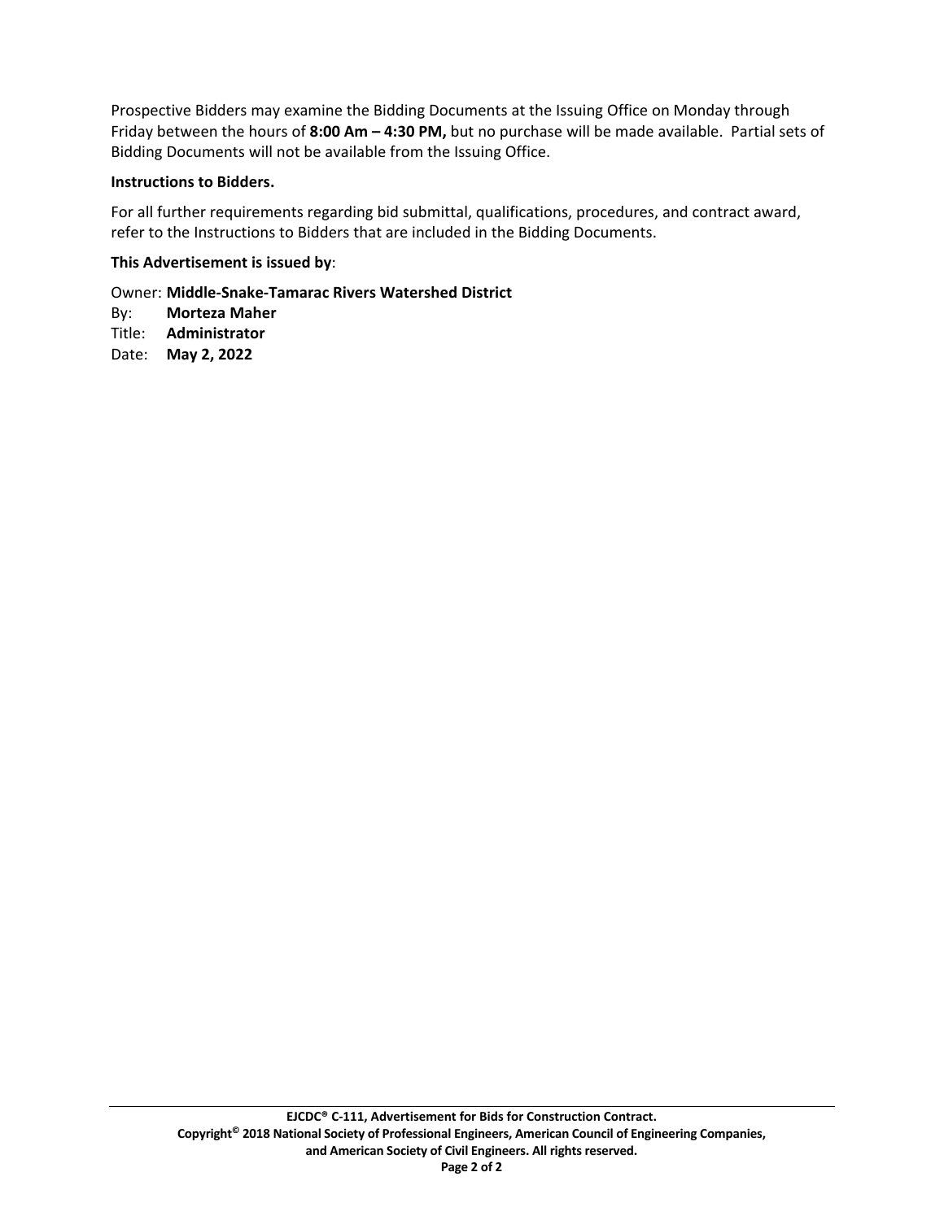Prospective Bidders may examine the Bidding Documents at the Issuing Office on Monday through Friday between the hours of **8:00 Am – 4:30 PM,** but no purchase will be made available. Partial sets of Bidding Documents will not be available from the Issuing Office.

**Instructions to Bidders.**

For all further requirements regarding bid submittal, qualifications, procedures, and contract award, refer to the Instructions to Bidders that are included in the Bidding Documents.

**This Advertisement is issued by**:

Owner: **Middle-Snake-Tamarac Rivers Watershed District**
By: **Morteza Maher**
Title: **Administrator**
Date: **May 2, 2022**

**EJCDC® C-111, Advertisement for Bids for Construction Contract.**
**Copyright© 2018 National Society of Professional Engineers, American Council of Engineering Companies, and American Society of Civil Engineers. All rights reserved.**